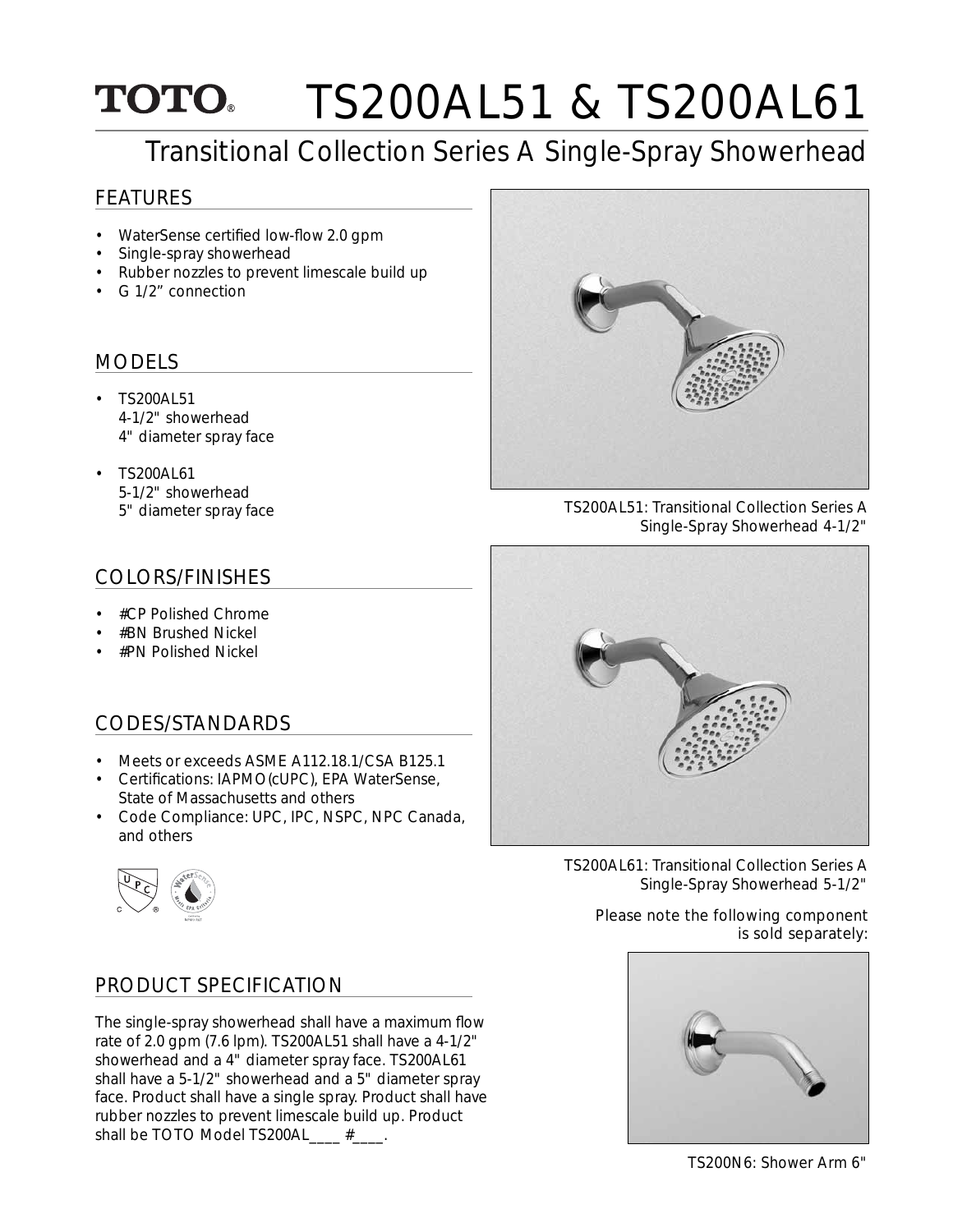# TOTO® TS200AL51 & TS200AL61

## Transitional Collection Series A Single-Spray Showerhead

### FEATURES

- WaterSense certified low-flow 2.0 gpm
- Single-spray showerhead
- Rubber nozzles to prevent limescale build up
- G 1/2" connection

### MODELS

- TS200AL51
  4-1/2" showerhead
  4" diameter spray face
- TS200AL61
  5-1/2" showerhead
  5" diameter spray face

### COLORS/FINISHES

- #CP Polished Chrome
- #BN Brushed Nickel
- #PN Polished Nickel

### CODES/STANDARDS

- Meets or exceeds ASME A112.18.1/CSA B125.1
- Certifications: IAPMO(cUPC), EPA WaterSense, State of Massachusetts and others
- Code Compliance: UPC, IPC, NSPC, NPC Canada, and others

### PRODUCT SPECIFICATION

The single-spray showerhead shall have a maximum flow rate of 2.0 gpm (7.6 lpm). TS200AL51 shall have a 4-1/2" showerhead and a 4" diameter spray face. TS200AL61 shall have a 5-1/2" showerhead and a 5" diameter spray face. Product shall have a single spray. Product shall have rubber nozzles to prevent limescale build up. Product shall be TOTO Model TS200AL____ #____.

TS200AL51: Transitional Collection Series A Single-Spray Showerhead 4-1/2"

TS200AL61: Transitional Collection Series A Single-Spray Showerhead 5-1/2"

Please note the following component is sold separately:

TS200N6: Shower Arm 6"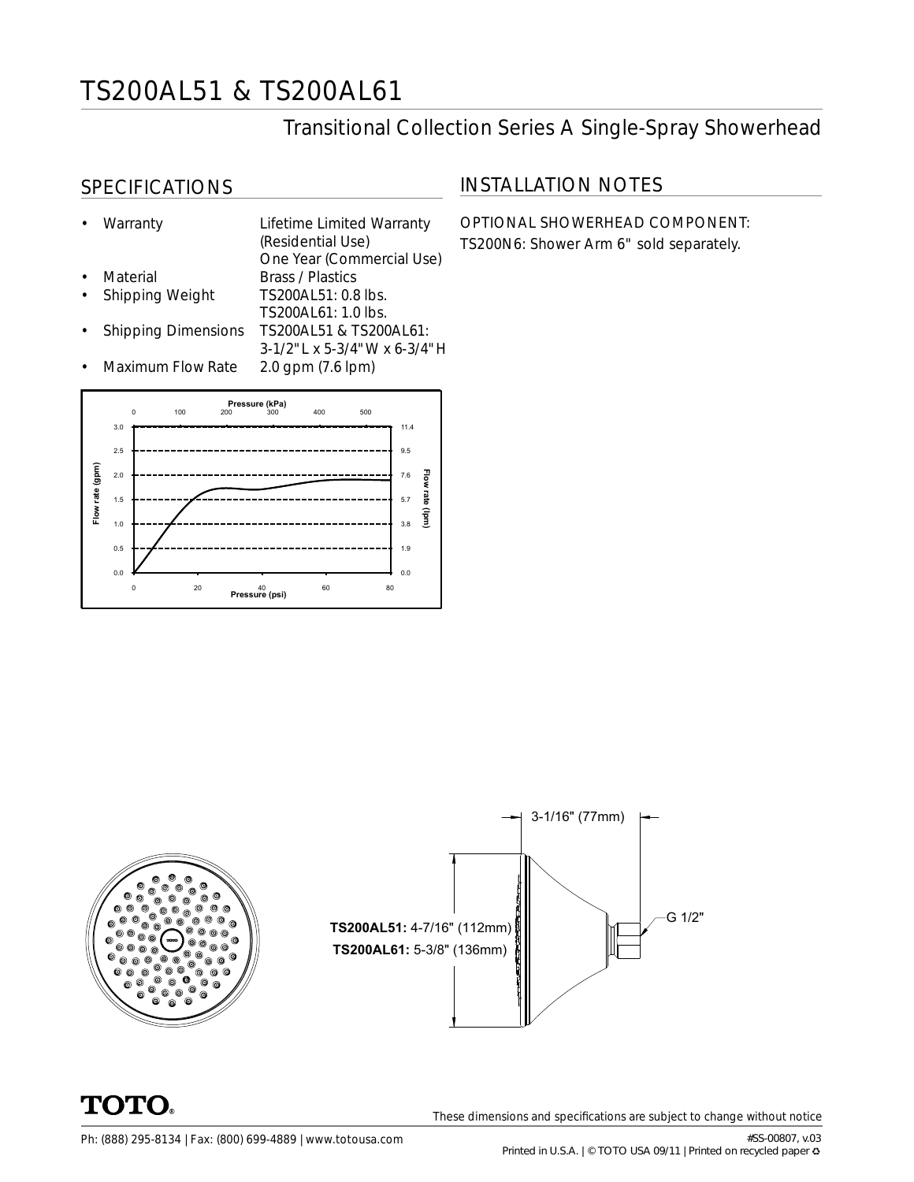# TS200AL51 & TS200AL61

## Transitional Collection Series A Single-Spray Showerhead

## SPECIFICATIONS

| | |
|---|---|
| • Warranty | Lifetime Limited Warranty (Residential Use) One Year (Commercial Use) |
| • Material | Brass / Plastics |
| • Shipping Weight | TS200AL51: 0.8 lbs. TS200AL61: 1.0 lbs. |
| • Shipping Dimensions | TS200AL51 & TS200AL61: 3-1/2" L x 5-3/4" W x 6-3/4" H |
| • Maximum Flow Rate | 2.0 gpm (7.6 lpm) |

Pressure (kPa)
0 100 200 300 400 500

Flow rate (gpm)
3.0 2.5 2.0 1.5 1.0 0.5 0.0

Flow rate (lpm)
11.4 9.5 7.6 5.7 3.8 1.9 0.0

Pressure (psi)
0 20 40 60 80

## INSTALLATION NOTES

OPTIONAL SHOWERHEAD COMPONENT:
TS200N6: Shower Arm 6" sold separately.

3-1/16" (77mm)

G 1/2"

**TS200AL51:** 4-7/16" (112mm)
**TS200AL61:** 5-3/8" (136mm)

TOTO

These dimensions and specifications are subject to change without notice

Ph: (888) 295-8134 | Fax: (800) 699-4889 | www.totousa.com

#SS-00807, v.03
Printed in U.S.A. | © TOTO USA 09/11 | Printed on recycled paper ♻